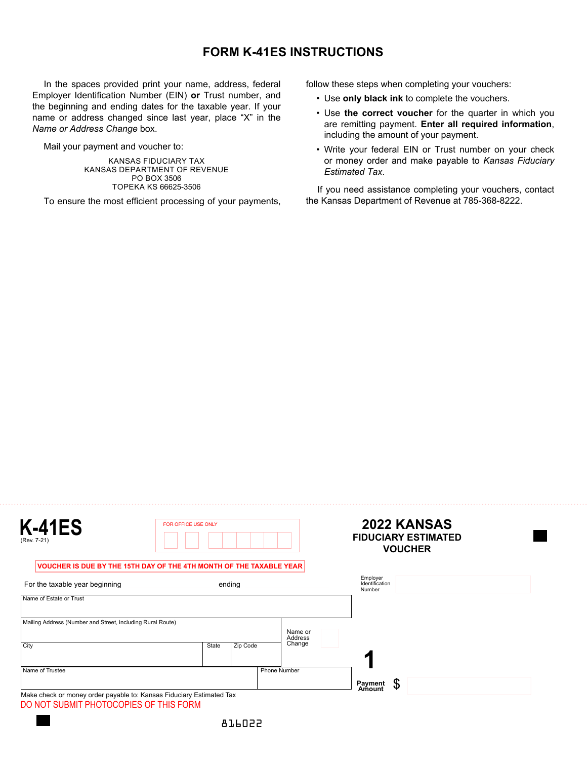# FORM K-41ES INSTRUCTIONS

In the spaces provided print your name, address, federal Employer Identification Number (EIN) **or** Trust number, and the beginning and ending dates for the taxable year. If your name or address changed since last year, place "X" in the *Name or Address Change* box.

Mail your payment and voucher to:

KANSAS FIDUCIARY TAX
KANSAS DEPARTMENT OF REVENUE
PO BOX 3506
TOPEKA KS 66625-3506

To ensure the most efficient processing of your payments, follow these steps when completing your vouchers:

- Use **only black ink** to complete the vouchers.
- Use **the correct voucher** for the quarter in which you are remitting payment. **Enter all required information**, including the amount of your payment.
- Write your federal EIN or Trust number on your check or money order and make payable to *Kansas Fiduciary Estimated Tax*.

If you need assistance completing your vouchers, contact the Kansas Department of Revenue at 785-368-8222.

---

**K-41ES**
(Rev. 7-21)

FOR OFFICE USE ONLY

## 2022 KANSAS FIDUCIARY ESTIMATED VOUCHER

VOUCHER IS DUE BY THE 15TH DAY OF THE 4TH MONTH OF THE TAXABLE YEAR

For the taxable year beginning ________ ending ________

Employer Identification Number ________

| Name of Estate or Trust | | | |
|---|---|---|---|
| Mailing Address (Number and Street, including Rural Route) | | | Name or Address Change ☐ |
| City | State | Zip Code | |
| Name of Trustee | | Phone Number | |

**1**

Payment Amount $ ________

Make check or money order payable to: Kansas Fiduciary Estimated Tax

DO NOT SUBMIT PHOTOCOPIES OF THIS FORM

816022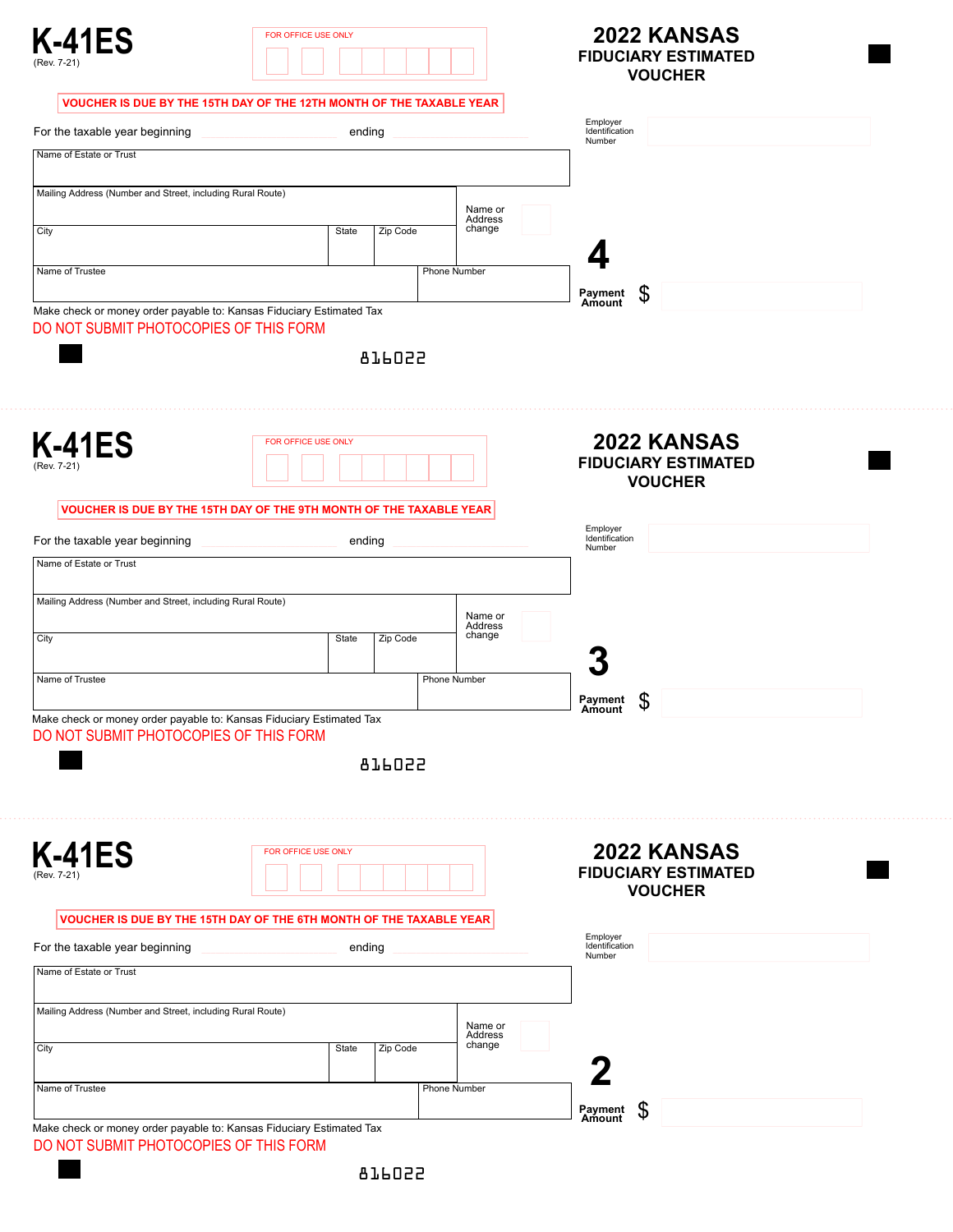# K-41ES
(Rev. 7-21)

FOR OFFICE USE ONLY

## 2022 KANSAS FIDUCIARY ESTIMATED VOUCHER

VOUCHER IS DUE BY THE 15TH DAY OF THE 12TH MONTH OF THE TAXABLE YEAR

For the taxable year beginning ________ ending ________

Employer Identification Number

Name of Estate or Trust

Mailing Address (Number and Street, including Rural Route)

Name or Address change

City | State | Zip Code

Name of Trustee | Phone Number

**4**

Payment Amount $

Make check or money order payable to: Kansas Fiduciary Estimated Tax

DO NOT SUBMIT PHOTOCOPIES OF THIS FORM

816022

---

# K-41ES
(Rev. 7-21)

FOR OFFICE USE ONLY

## 2022 KANSAS FIDUCIARY ESTIMATED VOUCHER

VOUCHER IS DUE BY THE 15TH DAY OF THE 9TH MONTH OF THE TAXABLE YEAR

For the taxable year beginning ________ ending ________

Employer Identification Number

Name of Estate or Trust

Mailing Address (Number and Street, including Rural Route)

Name or Address change

City | State | Zip Code

Name of Trustee | Phone Number

**3**

Payment Amount $

Make check or money order payable to: Kansas Fiduciary Estimated Tax

DO NOT SUBMIT PHOTOCOPIES OF THIS FORM

816022

---

# K-41ES
(Rev. 7-21)

FOR OFFICE USE ONLY

## 2022 KANSAS FIDUCIARY ESTIMATED VOUCHER

VOUCHER IS DUE BY THE 15TH DAY OF THE 6TH MONTH OF THE TAXABLE YEAR

For the taxable year beginning ________ ending ________

Employer Identification Number

Name of Estate or Trust

Mailing Address (Number and Street, including Rural Route)

Name or Address change

City | State | Zip Code

Name of Trustee | Phone Number

**2**

Payment Amount $

Make check or money order payable to: Kansas Fiduciary Estimated Tax

DO NOT SUBMIT PHOTOCOPIES OF THIS FORM

816022